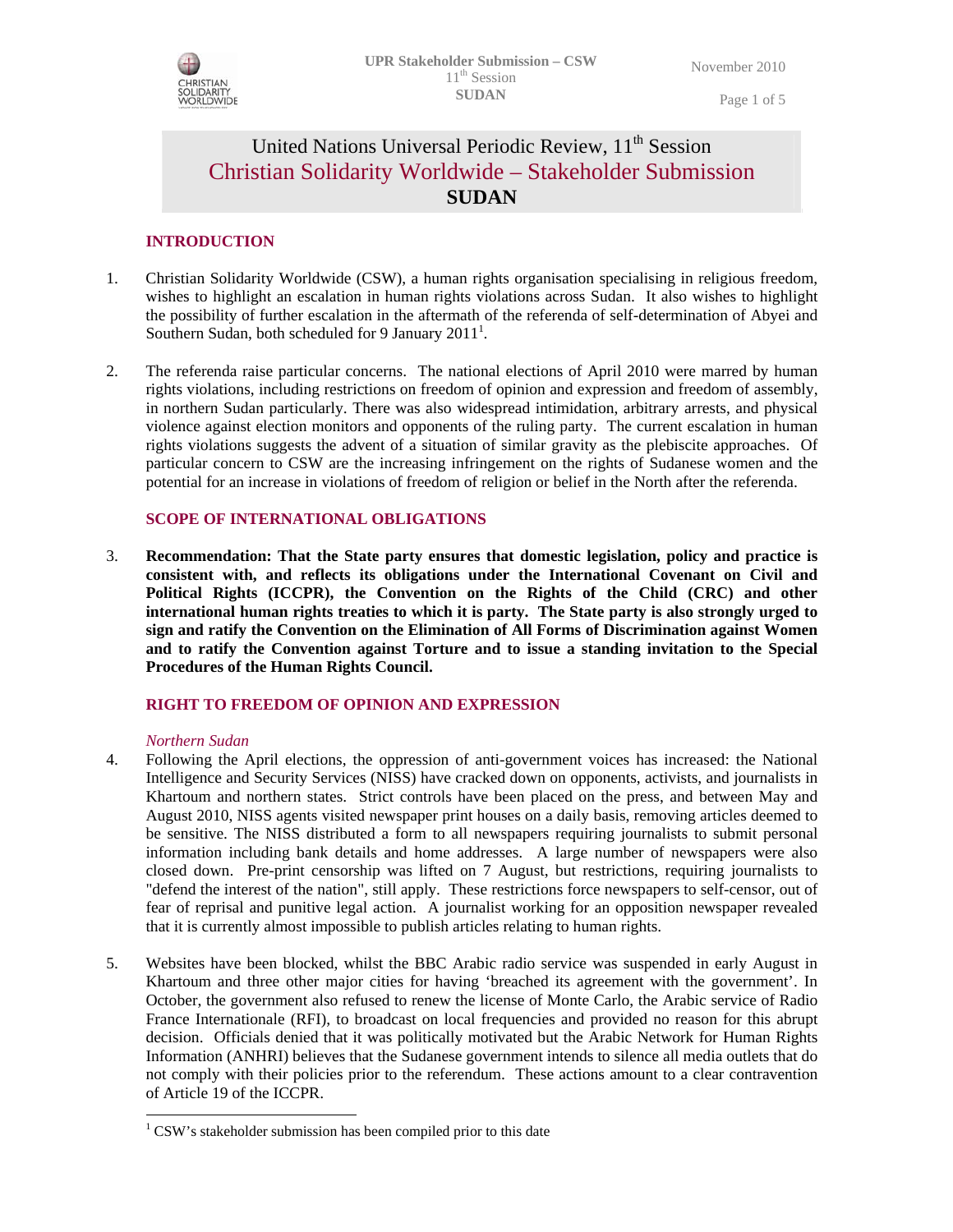# United Nations Universal Periodic Review, 11th Session
## Christian Solidarity Worldwide – Stakeholder Submission
## SUDAN

### INTRODUCTION

1. Christian Solidarity Worldwide (CSW), a human rights organisation specialising in religious freedom, wishes to highlight an escalation in human rights violations across Sudan. It also wishes to highlight the possibility of further escalation in the aftermath of the referenda of self-determination of Abyei and Southern Sudan, both scheduled for 9 January 2011[1].

2. The referenda raise particular concerns. The national elections of April 2010 were marred by human rights violations, including restrictions on freedom of opinion and expression and freedom of assembly, in northern Sudan particularly. There was also widespread intimidation, arbitrary arrests, and physical violence against election monitors and opponents of the ruling party. The current escalation in human rights violations suggests the advent of a situation of similar gravity as the plebiscite approaches. Of particular concern to CSW are the increasing infringement on the rights of Sudanese women and the potential for an increase in violations of freedom of religion or belief in the North after the referenda.

### SCOPE OF INTERNATIONAL OBLIGATIONS

3. **Recommendation: That the State party ensures that domestic legislation, policy and practice is consistent with, and reflects its obligations under the International Covenant on Civil and Political Rights (ICCPR), the Convention on the Rights of the Child (CRC) and other international human rights treaties to which it is party. The State party is also strongly urged to sign and ratify the Convention on the Elimination of All Forms of Discrimination against Women and to ratify the Convention against Torture and to issue a standing invitation to the Special Procedures of the Human Rights Council.**

### RIGHT TO FREEDOM OF OPINION AND EXPRESSION

*Northern Sudan*

4. Following the April elections, the oppression of anti-government voices has increased: the National Intelligence and Security Services (NISS) have cracked down on opponents, activists, and journalists in Khartoum and northern states. Strict controls have been placed on the press, and between May and August 2010, NISS agents visited newspaper print houses on a daily basis, removing articles deemed to be sensitive. The NISS distributed a form to all newspapers requiring journalists to submit personal information including bank details and home addresses. A large number of newspapers were also closed down. Pre-print censorship was lifted on 7 August, but restrictions, requiring journalists to "defend the interest of the nation", still apply. These restrictions force newspapers to self-censor, out of fear of reprisal and punitive legal action. A journalist working for an opposition newspaper revealed that it is currently almost impossible to publish articles relating to human rights.

5. Websites have been blocked, whilst the BBC Arabic radio service was suspended in early August in Khartoum and three other major cities for having 'breached its agreement with the government'. In October, the government also refused to renew the license of Monte Carlo, the Arabic service of Radio France Internationale (RFI), to broadcast on local frequencies and provided no reason for this abrupt decision. Officials denied that it was politically motivated but the Arabic Network for Human Rights Information (ANHRI) believes that the Sudanese government intends to silence all media outlets that do not comply with their policies prior to the referendum. These actions amount to a clear contravention of Article 19 of the ICCPR.

---

[1] CSW's stakeholder submission has been compiled prior to this date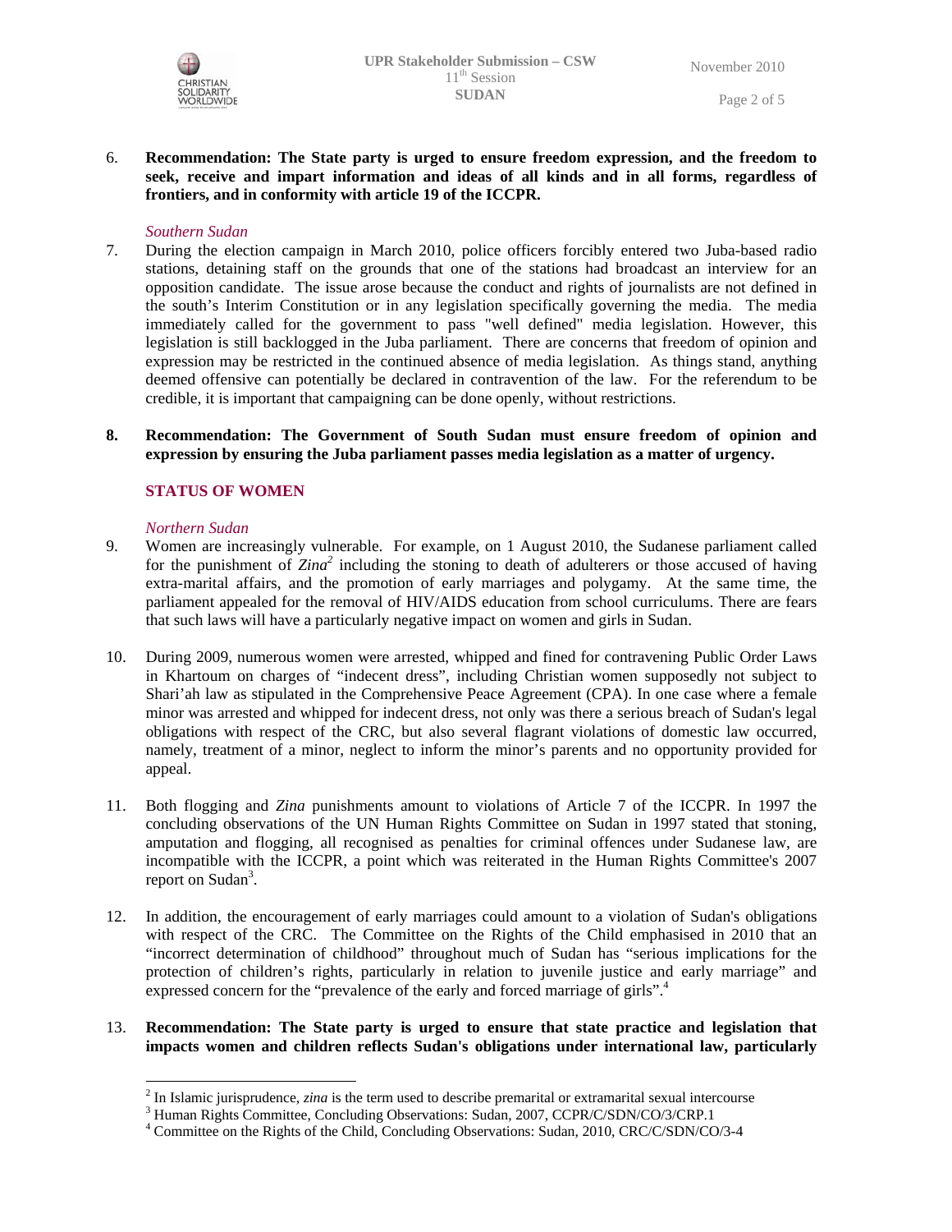6. **Recommendation: The State party is urged to ensure freedom expression, and the freedom to seek, receive and impart information and ideas of all kinds and in all forms, regardless of frontiers, and in conformity with article 19 of the ICCPR.**

*Southern Sudan*

7. During the election campaign in March 2010, police officers forcibly entered two Juba-based radio stations, detaining staff on the grounds that one of the stations had broadcast an interview for an opposition candidate. The issue arose because the conduct and rights of journalists are not defined in the south's Interim Constitution or in any legislation specifically governing the media. The media immediately called for the government to pass "well defined" media legislation. However, this legislation is still backlogged in the Juba parliament. There are concerns that freedom of opinion and expression may be restricted in the continued absence of media legislation. As things stand, anything deemed offensive can potentially be declared in contravention of the law. For the referendum to be credible, it is important that campaigning can be done openly, without restrictions.

8. **Recommendation: The Government of South Sudan must ensure freedom of opinion and expression by ensuring the Juba parliament passes media legislation as a matter of urgency.**

## STATUS OF WOMEN

*Northern Sudan*

9. Women are increasingly vulnerable. For example, on 1 August 2010, the Sudanese parliament called for the punishment of *Zina*[2] including the stoning to death of adulterers or those accused of having extra-marital affairs, and the promotion of early marriages and polygamy. At the same time, the parliament appealed for the removal of HIV/AIDS education from school curriculums. There are fears that such laws will have a particularly negative impact on women and girls in Sudan.

10. During 2009, numerous women were arrested, whipped and fined for contravening Public Order Laws in Khartoum on charges of "indecent dress", including Christian women supposedly not subject to Shari'ah law as stipulated in the Comprehensive Peace Agreement (CPA). In one case where a female minor was arrested and whipped for indecent dress, not only was there a serious breach of Sudan's legal obligations with respect of the CRC, but also several flagrant violations of domestic law occurred, namely, treatment of a minor, neglect to inform the minor's parents and no opportunity provided for appeal.

11. Both flogging and *Zina* punishments amount to violations of Article 7 of the ICCPR. In 1997 the concluding observations of the UN Human Rights Committee on Sudan in 1997 stated that stoning, amputation and flogging, all recognised as penalties for criminal offences under Sudanese law, are incompatible with the ICCPR, a point which was reiterated in the Human Rights Committee's 2007 report on Sudan[3].

12. In addition, the encouragement of early marriages could amount to a violation of Sudan's obligations with respect of the CRC. The Committee on the Rights of the Child emphasised in 2010 that an "incorrect determination of childhood" throughout much of Sudan has "serious implications for the protection of children's rights, particularly in relation to juvenile justice and early marriage" and expressed concern for the "prevalence of the early and forced marriage of girls".[4]

13. **Recommendation: The State party is urged to ensure that state practice and legislation that impacts women and children reflects Sudan's obligations under international law, particularly**

---

[2] In Islamic jurisprudence, *zina* is the term used to describe premarital or extramarital sexual intercourse

[3] Human Rights Committee, Concluding Observations: Sudan, 2007, CCPR/C/SDN/CO/3/CRP.1

[4] Committee on the Rights of the Child, Concluding Observations: Sudan, 2010, CRC/C/SDN/CO/3-4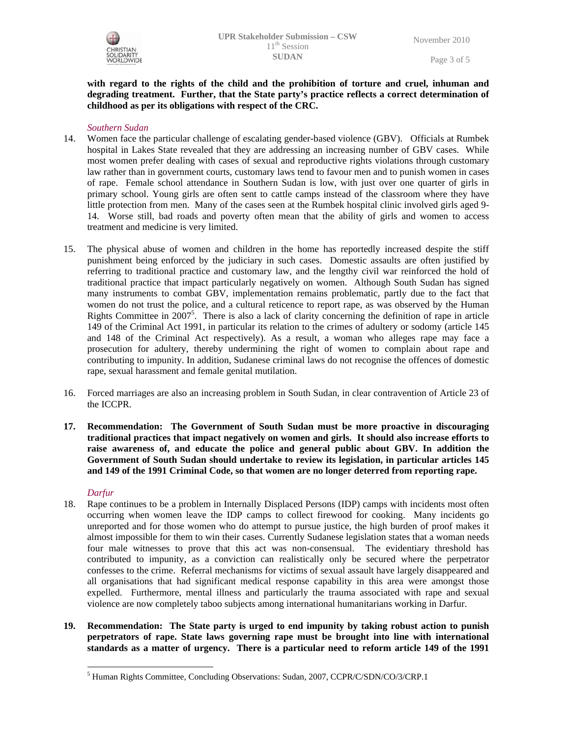**with regard to the rights of the child and the prohibition of torture and cruel, inhuman and degrading treatment. Further, that the State party's practice reflects a correct determination of childhood as per its obligations with respect of the CRC.**

*Southern Sudan*

14. Women face the particular challenge of escalating gender-based violence (GBV). Officials at Rumbek hospital in Lakes State revealed that they are addressing an increasing number of GBV cases. While most women prefer dealing with cases of sexual and reproductive rights violations through customary law rather than in government courts, customary laws tend to favour men and to punish women in cases of rape. Female school attendance in Southern Sudan is low, with just over one quarter of girls in primary school. Young girls are often sent to cattle camps instead of the classroom where they have little protection from men. Many of the cases seen at the Rumbek hospital clinic involved girls aged 9-14. Worse still, bad roads and poverty often mean that the ability of girls and women to access treatment and medicine is very limited.

15. The physical abuse of women and children in the home has reportedly increased despite the stiff punishment being enforced by the judiciary in such cases. Domestic assaults are often justified by referring to traditional practice and customary law, and the lengthy civil war reinforced the hold of traditional practice that impact particularly negatively on women. Although South Sudan has signed many instruments to combat GBV, implementation remains problematic, partly due to the fact that women do not trust the police, and a cultural reticence to report rape, as was observed by the Human Rights Committee in 2007[5]. There is also a lack of clarity concerning the definition of rape in article 149 of the Criminal Act 1991, in particular its relation to the crimes of adultery or sodomy (article 145 and 148 of the Criminal Act respectively). As a result, a woman who alleges rape may face a prosecution for adultery, thereby undermining the right of women to complain about rape and contributing to impunity. In addition, Sudanese criminal laws do not recognise the offences of domestic rape, sexual harassment and female genital mutilation.

16. Forced marriages are also an increasing problem in South Sudan, in clear contravention of Article 23 of the ICCPR.

**17. Recommendation: The Government of South Sudan must be more proactive in discouraging traditional practices that impact negatively on women and girls. It should also increase efforts to raise awareness of, and educate the police and general public about GBV. In addition the Government of South Sudan should undertake to review its legislation, in particular articles 145 and 149 of the 1991 Criminal Code, so that women are no longer deterred from reporting rape.**

*Darfur*

18. Rape continues to be a problem in Internally Displaced Persons (IDP) camps with incidents most often occurring when women leave the IDP camps to collect firewood for cooking. Many incidents go unreported and for those women who do attempt to pursue justice, the high burden of proof makes it almost impossible for them to win their cases. Currently Sudanese legislation states that a woman needs four male witnesses to prove that this act was non-consensual. The evidentiary threshold has contributed to impunity, as a conviction can realistically only be secured where the perpetrator confesses to the crime. Referral mechanisms for victims of sexual assault have largely disappeared and all organisations that had significant medical response capability in this area were amongst those expelled. Furthermore, mental illness and particularly the trauma associated with rape and sexual violence are now completely taboo subjects among international humanitarians working in Darfur.

**19. Recommendation: The State party is urged to end impunity by taking robust action to punish perpetrators of rape. State laws governing rape must be brought into line with international standards as a matter of urgency. There is a particular need to reform article 149 of the 1991**

[5] Human Rights Committee, Concluding Observations: Sudan, 2007, CCPR/C/SDN/CO/3/CRP.1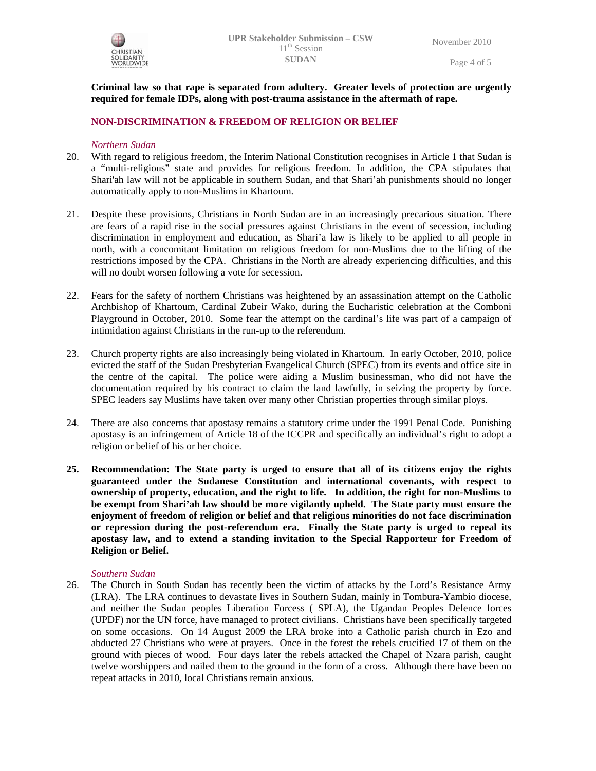**Criminal law so that rape is separated from adultery. Greater levels of protection are urgently required for female IDPs, along with post-trauma assistance in the aftermath of rape.**

## NON-DISCRIMINATION & FREEDOM OF RELIGION OR BELIEF

*Northern Sudan*

20. With regard to religious freedom, the Interim National Constitution recognises in Article 1 that Sudan is a "multi-religious" state and provides for religious freedom. In addition, the CPA stipulates that Shari'ah law will not be applicable in southern Sudan, and that Shari'ah punishments should no longer automatically apply to non-Muslims in Khartoum.

21. Despite these provisions, Christians in North Sudan are in an increasingly precarious situation. There are fears of a rapid rise in the social pressures against Christians in the event of secession, including discrimination in employment and education, as Shari'a law is likely to be applied to all people in north, with a concomitant limitation on religious freedom for non-Muslims due to the lifting of the restrictions imposed by the CPA. Christians in the North are already experiencing difficulties, and this will no doubt worsen following a vote for secession.

22. Fears for the safety of northern Christians was heightened by an assassination attempt on the Catholic Archbishop of Khartoum, Cardinal Zubeir Wako, during the Eucharistic celebration at the Comboni Playground in October, 2010. Some fear the attempt on the cardinal's life was part of a campaign of intimidation against Christians in the run-up to the referendum.

23. Church property rights are also increasingly being violated in Khartoum. In early October, 2010, police evicted the staff of the Sudan Presbyterian Evangelical Church (SPEC) from its events and office site in the centre of the capital. The police were aiding a Muslim businessman, who did not have the documentation required by his contract to claim the land lawfully, in seizing the property by force. SPEC leaders say Muslims have taken over many other Christian properties through similar ploys.

24. There are also concerns that apostasy remains a statutory crime under the 1991 Penal Code. Punishing apostasy is an infringement of Article 18 of the ICCPR and specifically an individual's right to adopt a religion or belief of his or her choice.

25. **Recommendation: The State party is urged to ensure that all of its citizens enjoy the rights guaranteed under the Sudanese Constitution and international covenants, with respect to ownership of property, education, and the right to life. In addition, the right for non-Muslims to be exempt from Shari'ah law should be more vigilantly upheld. The State party must ensure the enjoyment of freedom of religion or belief and that religious minorities do not face discrimination or repression during the post-referendum era. Finally the State party is urged to repeal its apostasy law, and to extend a standing invitation to the Special Rapporteur for Freedom of Religion or Belief.**

*Southern Sudan*

26. The Church in South Sudan has recently been the victim of attacks by the Lord's Resistance Army (LRA). The LRA continues to devastate lives in Southern Sudan, mainly in Tombura-Yambio diocese, and neither the Sudan peoples Liberation Forcess ( SPLA), the Ugandan Peoples Defence forces (UPDF) nor the UN force, have managed to protect civilians. Christians have been specifically targeted on some occasions. On 14 August 2009 the LRA broke into a Catholic parish church in Ezo and abducted 27 Christians who were at prayers. Once in the forest the rebels crucified 17 of them on the ground with pieces of wood. Four days later the rebels attacked the Chapel of Nzara parish, caught twelve worshippers and nailed them to the ground in the form of a cross. Although there have been no repeat attacks in 2010, local Christians remain anxious.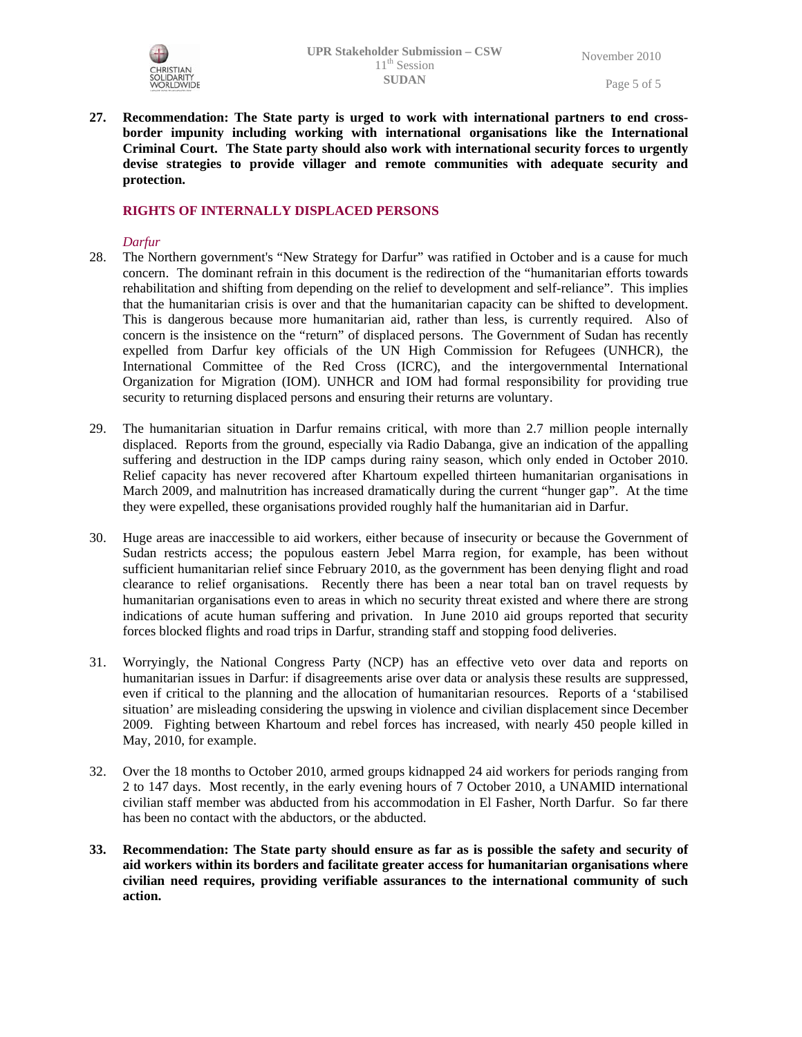**27. Recommendation: The State party is urged to work with international partners to end cross-border impunity including working with international organisations like the International Criminal Court. The State party should also work with international security forces to urgently devise strategies to provide villager and remote communities with adequate security and protection.**

## RIGHTS OF INTERNALLY DISPLACED PERSONS

### *Darfur*

28. The Northern government's "New Strategy for Darfur" was ratified in October and is a cause for much concern. The dominant refrain in this document is the redirection of the "humanitarian efforts towards rehabilitation and shifting from depending on the relief to development and self-reliance". This implies that the humanitarian crisis is over and that the humanitarian capacity can be shifted to development. This is dangerous because more humanitarian aid, rather than less, is currently required. Also of concern is the insistence on the "return" of displaced persons. The Government of Sudan has recently expelled from Darfur key officials of the UN High Commission for Refugees (UNHCR), the International Committee of the Red Cross (ICRC), and the intergovernmental International Organization for Migration (IOM). UNHCR and IOM had formal responsibility for providing true security to returning displaced persons and ensuring their returns are voluntary.

29. The humanitarian situation in Darfur remains critical, with more than 2.7 million people internally displaced. Reports from the ground, especially via Radio Dabanga, give an indication of the appalling suffering and destruction in the IDP camps during rainy season, which only ended in October 2010. Relief capacity has never recovered after Khartoum expelled thirteen humanitarian organisations in March 2009, and malnutrition has increased dramatically during the current "hunger gap". At the time they were expelled, these organisations provided roughly half the humanitarian aid in Darfur.

30. Huge areas are inaccessible to aid workers, either because of insecurity or because the Government of Sudan restricts access; the populous eastern Jebel Marra region, for example, has been without sufficient humanitarian relief since February 2010, as the government has been denying flight and road clearance to relief organisations. Recently there has been a near total ban on travel requests by humanitarian organisations even to areas in which no security threat existed and where there are strong indications of acute human suffering and privation. In June 2010 aid groups reported that security forces blocked flights and road trips in Darfur, stranding staff and stopping food deliveries.

31. Worryingly, the National Congress Party (NCP) has an effective veto over data and reports on humanitarian issues in Darfur: if disagreements arise over data or analysis these results are suppressed, even if critical to the planning and the allocation of humanitarian resources. Reports of a 'stabilised situation' are misleading considering the upswing in violence and civilian displacement since December 2009. Fighting between Khartoum and rebel forces has increased, with nearly 450 people killed in May, 2010, for example.

32. Over the 18 months to October 2010, armed groups kidnapped 24 aid workers for periods ranging from 2 to 147 days. Most recently, in the early evening hours of 7 October 2010, a UNAMID international civilian staff member was abducted from his accommodation in El Fasher, North Darfur. So far there has been no contact with the abductors, or the abducted.

**33. Recommendation: The State party should ensure as far as is possible the safety and security of aid workers within its borders and facilitate greater access for humanitarian organisations where civilian need requires, providing verifiable assurances to the international community of such action.**